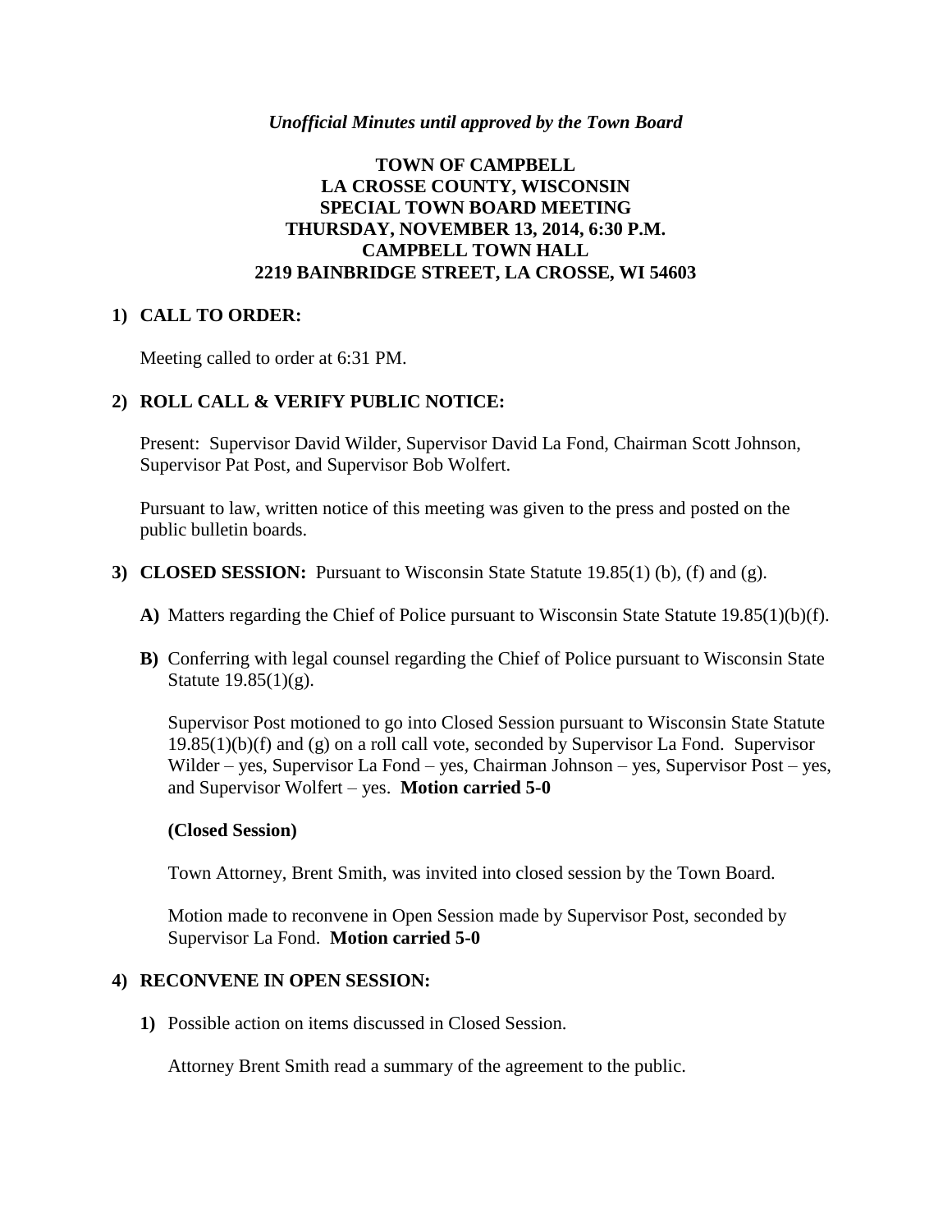*Unofficial Minutes until approved by the Town Board*

**TOWN OF CAMPBELL**
**LA CROSSE COUNTY, WISCONSIN**
**SPECIAL TOWN BOARD MEETING**
**THURSDAY, NOVEMBER 13, 2014, 6:30 P.M.**
**CAMPBELL TOWN HALL**
**2219 BAINBRIDGE STREET, LA CROSSE, WI 54603**

## 1) CALL TO ORDER:

Meeting called to order at 6:31 PM.

## 2) ROLL CALL & VERIFY PUBLIC NOTICE:

Present: Supervisor David Wilder, Supervisor David La Fond, Chairman Scott Johnson, Supervisor Pat Post, and Supervisor Bob Wolfert.

Pursuant to law, written notice of this meeting was given to the press and posted on the public bulletin boards.

## 3) CLOSED SESSION: 
Pursuant to Wisconsin State Statute 19.85(1) (b), (f) and (g).

**A)** Matters regarding the Chief of Police pursuant to Wisconsin State Statute 19.85(1)(b)(f).

**B)** Conferring with legal counsel regarding the Chief of Police pursuant to Wisconsin State Statute 19.85(1)(g).

Supervisor Post motioned to go into Closed Session pursuant to Wisconsin State Statute 19.85(1)(b)(f) and (g) on a roll call vote, seconded by Supervisor La Fond. Supervisor Wilder – yes, Supervisor La Fond – yes, Chairman Johnson – yes, Supervisor Post – yes, and Supervisor Wolfert – yes. **Motion carried 5-0**

**(Closed Session)**

Town Attorney, Brent Smith, was invited into closed session by the Town Board.

Motion made to reconvene in Open Session made by Supervisor Post, seconded by Supervisor La Fond. **Motion carried 5-0**

## 4) RECONVENE IN OPEN SESSION:

**1)** Possible action on items discussed in Closed Session.

Attorney Brent Smith read a summary of the agreement to the public.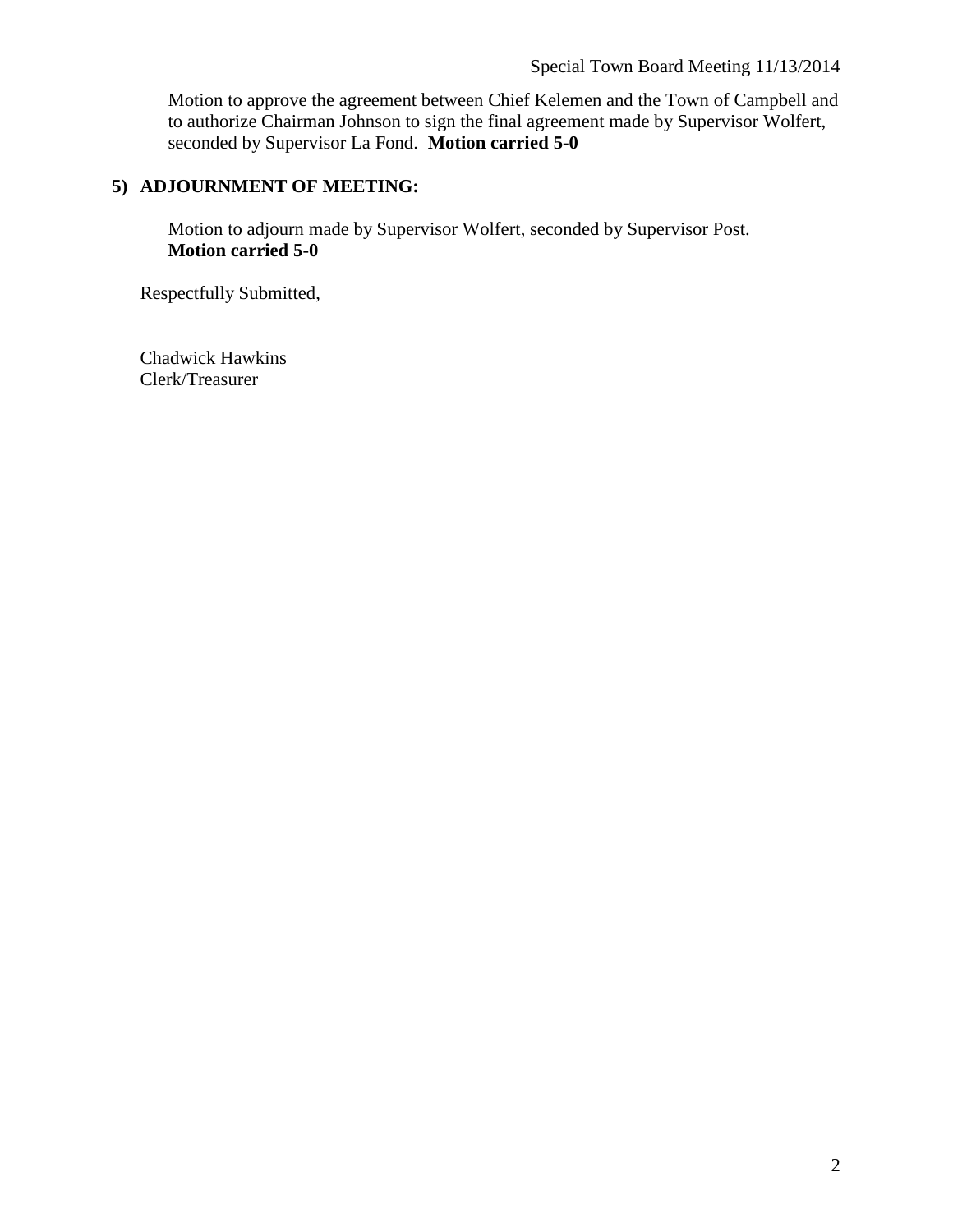Motion to approve the agreement between Chief Kelemen and the Town of Campbell and to authorize Chairman Johnson to sign the final agreement made by Supervisor Wolfert, seconded by Supervisor La Fond. **Motion carried 5-0**

## 5) ADJOURNMENT OF MEETING:

Motion to adjourn made by Supervisor Wolfert, seconded by Supervisor Post. **Motion carried 5-0**

Respectfully Submitted,

Chadwick Hawkins
Clerk/Treasurer